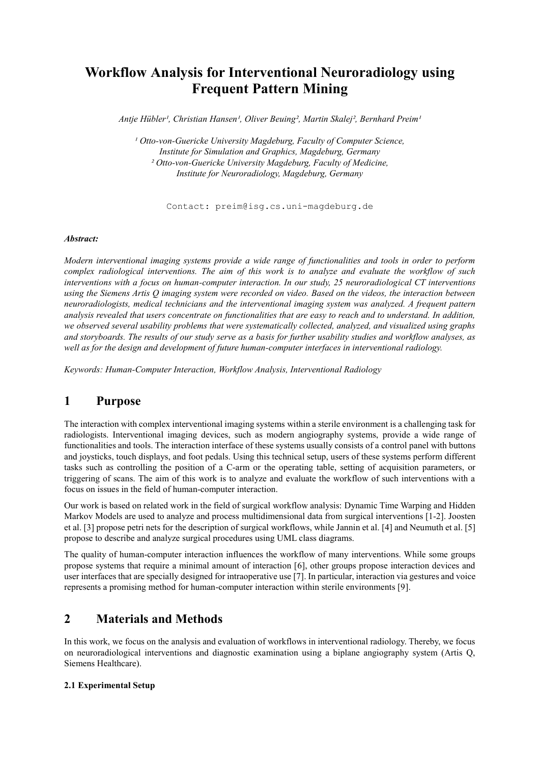# Workflow Analysis for Interventional Neuroradiology using Frequent Pattern Mining

*Antje Hübler[1], Christian Hansen[1], Oliver Beuing[2], Martin Skalej[2], Bernhard Preim[1]*

*[1] Otto-von-Guericke University Magdeburg, Faculty of Computer Science, Institute for Simulation and Graphics, Magdeburg, Germany*
*[2] Otto-von-Guericke University Magdeburg, Faculty of Medicine, Institute for Neuroradiology, Magdeburg, Germany*

Contact: preim@isg.cs.uni-magdeburg.de

***Abstract:***

*Modern interventional imaging systems provide a wide range of functionalities and tools in order to perform complex radiological interventions. The aim of this work is to analyze and evaluate the workflow of such interventions with a focus on human-computer interaction. In our study, 25 neuroradiological CT interventions using the Siemens Artis Q imaging system were recorded on video. Based on the videos, the interaction between neuroradiologists, medical technicians and the interventional imaging system was analyzed. A frequent pattern analysis revealed that users concentrate on functionalities that are easy to reach and to understand. In addition, we observed several usability problems that were systematically collected, analyzed, and visualized using graphs and storyboards. The results of our study serve as a basis for further usability studies and workflow analyses, as well as for the design and development of future human-computer interfaces in interventional radiology.*

*Keywords: Human-Computer Interaction, Workflow Analysis, Interventional Radiology*

## 1 Purpose

The interaction with complex interventional imaging systems within a sterile environment is a challenging task for radiologists. Interventional imaging devices, such as modern angiography systems, provide a wide range of functionalities and tools. The interaction interface of these systems usually consists of a control panel with buttons and joysticks, touch displays, and foot pedals. Using this technical setup, users of these systems perform different tasks such as controlling the position of a C-arm or the operating table, setting of acquisition parameters, or triggering of scans. The aim of this work is to analyze and evaluate the workflow of such interventions with a focus on issues in the field of human-computer interaction.

Our work is based on related work in the field of surgical workflow analysis: Dynamic Time Warping and Hidden Markov Models are used to analyze and process multidimensional data from surgical interventions [1-2]. Joosten et al. [3] propose petri nets for the description of surgical workflows, while Jannin et al. [4] and Neumuth et al. [5] propose to describe and analyze surgical procedures using UML class diagrams.

The quality of human-computer interaction influences the workflow of many interventions. While some groups propose systems that require a minimal amount of interaction [6], other groups propose interaction devices and user interfaces that are specially designed for intraoperative use [7]. In particular, interaction via gestures and voice represents a promising method for human-computer interaction within sterile environments [9].

## 2 Materials and Methods

In this work, we focus on the analysis and evaluation of workflows in interventional radiology. Thereby, we focus on neuroradiological interventions and diagnostic examination using a biplane angiography system (Artis Q, Siemens Healthcare).

### 2.1 Experimental Setup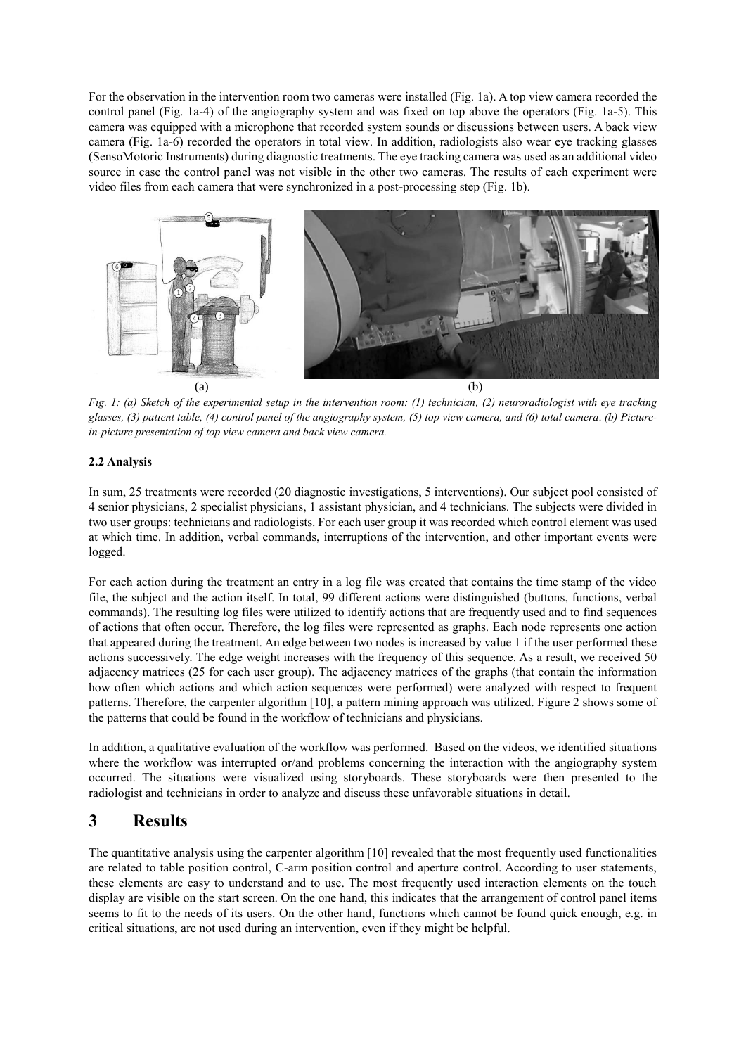For the observation in the intervention room two cameras were installed (Fig. 1a). A top view camera recorded the control panel (Fig. 1a-4) of the angiography system and was fixed on top above the operators (Fig. 1a-5). This camera was equipped with a microphone that recorded system sounds or discussions between users. A back view camera (Fig. 1a-6) recorded the operators in total view. In addition, radiologists also wear eye tracking glasses (SensoMotoric Instruments) during diagnostic treatments. The eye tracking camera was used as an additional video source in case the control panel was not visible in the other two cameras. The results of each experiment were video files from each camera that were synchronized in a post-processing step (Fig. 1b).

(a) (b)

*Fig. 1: (a) Sketch of the experimental setup in the intervention room: (1) technician, (2) neuroradiologist with eye tracking glasses, (3) patient table, (4) control panel of the angiography system, (5) top view camera, and (6) total camera. (b) Picture-in-picture presentation of top view camera and back view camera.*

### 2.2 Analysis

In sum, 25 treatments were recorded (20 diagnostic investigations, 5 interventions). Our subject pool consisted of 4 senior physicians, 2 specialist physicians, 1 assistant physician, and 4 technicians. The subjects were divided in two user groups: technicians and radiologists. For each user group it was recorded which control element was used at which time. In addition, verbal commands, interruptions of the intervention, and other important events were logged.

For each action during the treatment an entry in a log file was created that contains the time stamp of the video file, the subject and the action itself. In total, 99 different actions were distinguished (buttons, functions, verbal commands). The resulting log files were utilized to identify actions that are frequently used and to find sequences of actions that often occur. Therefore, the log files were represented as graphs. Each node represents one action that appeared during the treatment. An edge between two nodes is increased by value 1 if the user performed these actions successively. The edge weight increases with the frequency of this sequence. As a result, we received 50 adjacency matrices (25 for each user group). The adjacency matrices of the graphs (that contain the information how often which actions and which action sequences were performed) were analyzed with respect to frequent patterns. Therefore, the carpenter algorithm [10], a pattern mining approach was utilized. Figure 2 shows some of the patterns that could be found in the workflow of technicians and physicians.

In addition, a qualitative evaluation of the workflow was performed. Based on the videos, we identified situations where the workflow was interrupted or/and problems concerning the interaction with the angiography system occurred. The situations were visualized using storyboards. These storyboards were then presented to the radiologist and technicians in order to analyze and discuss these unfavorable situations in detail.

## 3 Results

The quantitative analysis using the carpenter algorithm [10] revealed that the most frequently used functionalities are related to table position control, C-arm position control and aperture control. According to user statements, these elements are easy to understand and to use. The most frequently used interaction elements on the touch display are visible on the start screen. On the one hand, this indicates that the arrangement of control panel items seems to fit to the needs of its users. On the other hand, functions which cannot be found quick enough, e.g. in critical situations, are not used during an intervention, even if they might be helpful.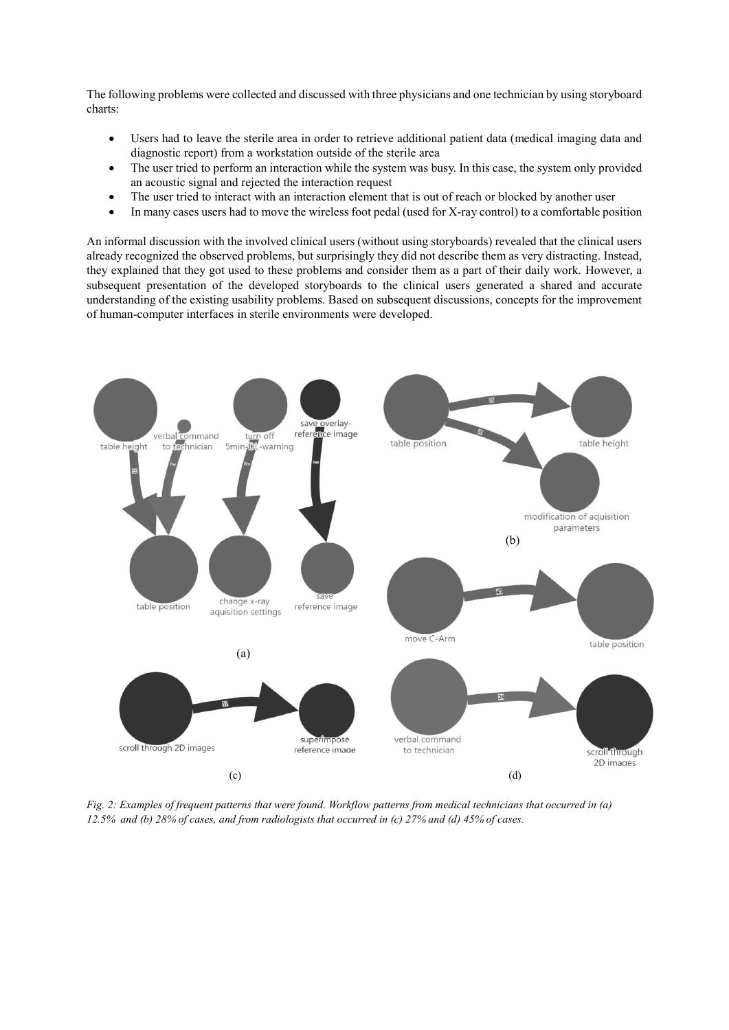The following problems were collected and discussed with three physicians and one technician by using storyboard charts:

- Users had to leave the sterile area in order to retrieve additional patient data (medical imaging data and diagnostic report) from a workstation outside of the sterile area
- The user tried to perform an interaction while the system was busy. In this case, the system only provided an acoustic signal and rejected the interaction request
- The user tried to interact with an interaction element that is out of reach or blocked by another user
- In many cases users had to move the wireless foot pedal (used for X-ray control) to a comfortable position

An informal discussion with the involved clinical users (without using storyboards) revealed that the clinical users already recognized the observed problems, but surprisingly they did not describe them as very distracting. Instead, they explained that they got used to these problems and consider them as a part of their daily work. However, a subsequent presentation of the developed storyboards to the clinical users generated a shared and accurate understanding of the existing usability problems. Based on subsequent discussions, concepts for the improvement of human-computer interfaces in sterile environments were developed.

*Fig. 2: Examples of frequent patterns that were found. Workflow patterns from medical technicians that occurred in (a) 12.5% and (b) 28% of cases, and from radiologists that occurred in (c) 27% and (d) 45% of cases.*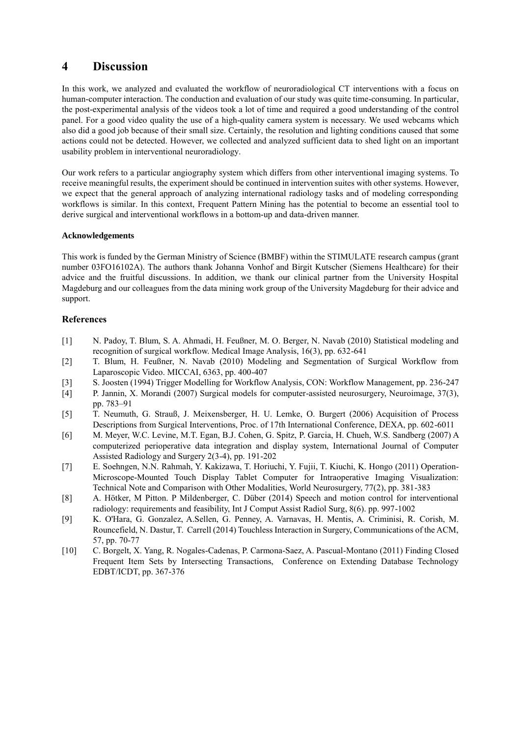# 4 Discussion

In this work, we analyzed and evaluated the workflow of neuroradiological CT interventions with a focus on human-computer interaction. The conduction and evaluation of our study was quite time-consuming. In particular, the post-experimental analysis of the videos took a lot of time and required a good understanding of the control panel. For a good video quality the use of a high-quality camera system is necessary. We used webcams which also did a good job because of their small size. Certainly, the resolution and lighting conditions caused that some actions could not be detected. However, we collected and analyzed sufficient data to shed light on an important usability problem in interventional neuroradiology.

Our work refers to a particular angiography system which differs from other interventional imaging systems. To receive meaningful results, the experiment should be continued in intervention suites with other systems. However, we expect that the general approach of analyzing international radiology tasks and of modeling corresponding workflows is similar. In this context, Frequent Pattern Mining has the potential to become an essential tool to derive surgical and interventional workflows in a bottom-up and data-driven manner.

**Acknowledgements**

This work is funded by the German Ministry of Science (BMBF) within the STIMULATE research campus (grant number 03FO16102A). The authors thank Johanna Vonhof and Birgit Kutscher (Siemens Healthcare) for their advice and the fruitful discussions. In addition, we thank our clinical partner from the University Hospital Magdeburg and our colleagues from the data mining work group of the University Magdeburg for their advice and support.

## References

[1] N. Padoy, T. Blum, S. A. Ahmadi, H. Feußner, M. O. Berger, N. Navab (2010) Statistical modeling and recognition of surgical workflow. Medical Image Analysis, 16(3), pp. 632-641

[2] T. Blum, H. Feußner, N. Navab (2010) Modeling and Segmentation of Surgical Workflow from Laparoscopic Video. MICCAI, 6363, pp. 400-407

[3] S. Joosten (1994) Trigger Modelling for Workflow Analysis, CON: Workflow Management, pp. 236-247

[4] P. Jannin, X. Morandi (2007) Surgical models for computer-assisted neurosurgery, Neuroimage, 37(3), pp. 783–91

[5] T. Neumuth, G. Strauß, J. Meixensberger, H. U. Lemke, O. Burgert (2006) Acquisition of Process Descriptions from Surgical Interventions, Proc. of 17th International Conference, DEXA, pp. 602-6011

[6] M. Meyer, W.C. Levine, M.T. Egan, B.J. Cohen, G. Spitz, P. Garcia, H. Chueh, W.S. Sandberg (2007) A computerized perioperative data integration and display system, International Journal of Computer Assisted Radiology and Surgery 2(3-4), pp. 191-202

[7] E. Soehngen, N.N. Rahmah, Y. Kakizawa, T. Horiuchi, Y. Fujii, T. Kiuchi, K. Hongo (2011) Operation-Microscope-Mounted Touch Display Tablet Computer for Intraoperative Imaging Visualization: Technical Note and Comparison with Other Modalities, World Neurosurgery, 77(2), pp. 381-383

[8] A. Hötker, M Pitton. P Mildenberger, C. Düber (2014) Speech and motion control for interventional radiology: requirements and feasibility, Int J Comput Assist Radiol Surg, 8(6). pp. 997-1002

[9] K. O'Hara, G. Gonzalez, A.Sellen, G. Penney, A. Varnavas, H. Mentis, A. Criminisi, R. Corish, M. Rouncefield, N. Dastur, T. Carrell (2014) Touchless Interaction in Surgery, Communications of the ACM, 57, pp. 70-77

[10] C. Borgelt, X. Yang, R. Nogales-Cadenas, P. Carmona-Saez, A. Pascual-Montano (2011) Finding Closed Frequent Item Sets by Intersecting Transactions, Conference on Extending Database Technology EDBT/ICDT, pp. 367-376